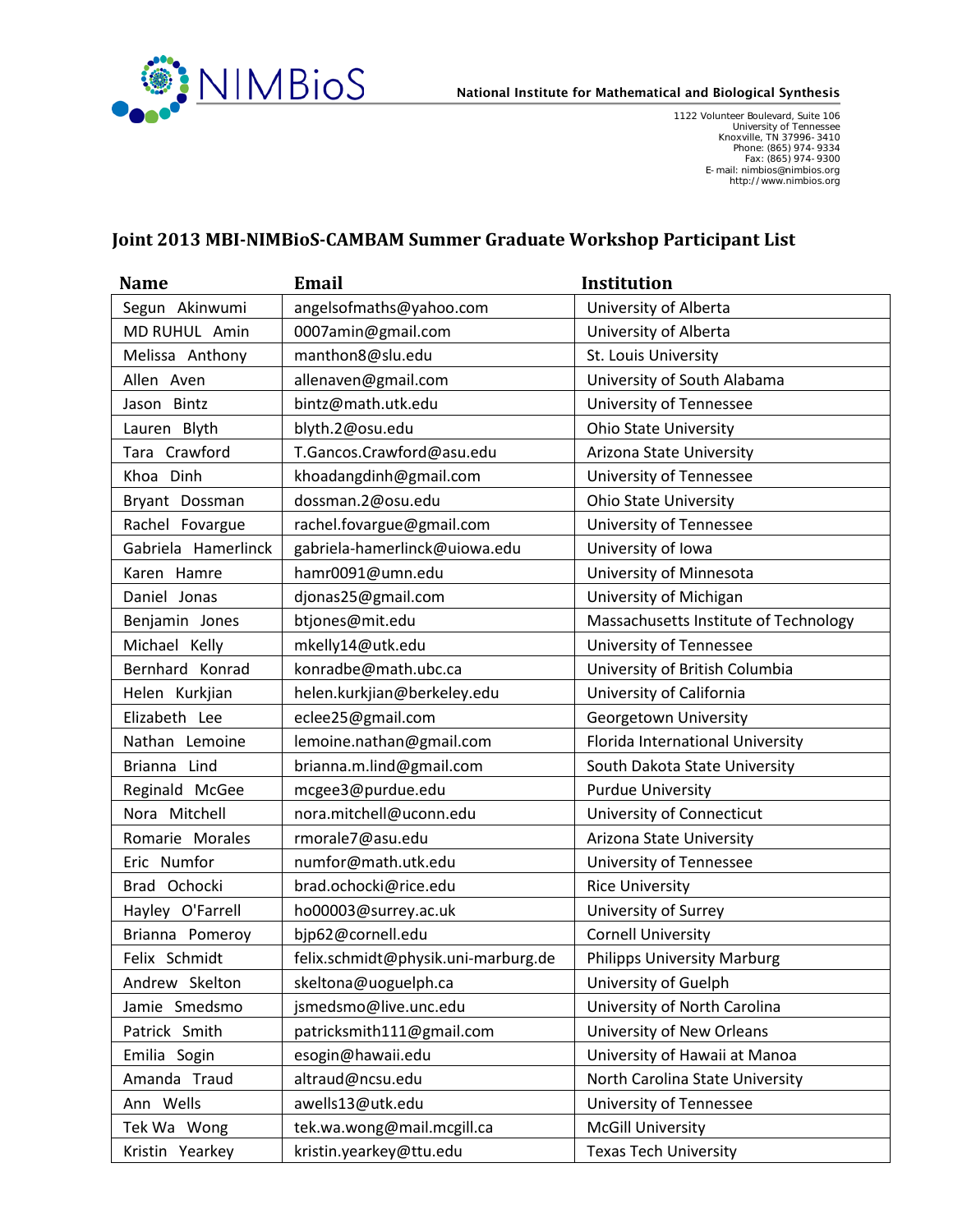NIMBioS

**National Institute for Mathematical and Biological Synthesis**

1122 Volunteer Boulevard, Suite 106
University of Tennessee
Knoxville, TN 37996-3410
Phone: (865) 974-9334
Fax: (865) 974-9300
E-mail: nimbios@nimbios.org
http://www.nimbios.org

## Joint 2013 MBI-NIMBioS-CAMBAM Summer Graduate Workshop Participant List

| Name | Email | Institution |
|---|---|---|
| Segun Akinwumi | angelsofmaths@yahoo.com | University of Alberta |
| MD RUHUL Amin | 0007amin@gmail.com | University of Alberta |
| Melissa Anthony | manthon8@slu.edu | St. Louis University |
| Allen Aven | allenaven@gmail.com | University of South Alabama |
| Jason Bintz | bintz@math.utk.edu | University of Tennessee |
| Lauren Blyth | blyth.2@osu.edu | Ohio State University |
| Tara Crawford | T.Gancos.Crawford@asu.edu | Arizona State University |
| Khoa Dinh | khoadangdinh@gmail.com | University of Tennessee |
| Bryant Dossman | dossman.2@osu.edu | Ohio State University |
| Rachel Fovargue | rachel.fovargue@gmail.com | University of Tennessee |
| Gabriela Hamerlinck | gabriela-hamerlinck@uiowa.edu | University of Iowa |
| Karen Hamre | hamr0091@umn.edu | University of Minnesota |
| Daniel Jonas | djonas25@gmail.com | University of Michigan |
| Benjamin Jones | btjones@mit.edu | Massachusetts Institute of Technology |
| Michael Kelly | mkelly14@utk.edu | University of Tennessee |
| Bernhard Konrad | konradbe@math.ubc.ca | University of British Columbia |
| Helen Kurkjian | helen.kurkjian@berkeley.edu | University of California |
| Elizabeth Lee | eclee25@gmail.com | Georgetown University |
| Nathan Lemoine | lemoine.nathan@gmail.com | Florida International University |
| Brianna Lind | brianna.m.lind@gmail.com | South Dakota State University |
| Reginald McGee | mcgee3@purdue.edu | Purdue University |
| Nora Mitchell | nora.mitchell@uconn.edu | University of Connecticut |
| Romarie Morales | rmorale7@asu.edu | Arizona State University |
| Eric Numfor | numfor@math.utk.edu | University of Tennessee |
| Brad Ochocki | brad.ochocki@rice.edu | Rice University |
| Hayley O'Farrell | ho00003@surrey.ac.uk | University of Surrey |
| Brianna Pomeroy | bjp62@cornell.edu | Cornell University |
| Felix Schmidt | felix.schmidt@physik.uni-marburg.de | Philipps University Marburg |
| Andrew Skelton | skeltona@uoguelph.ca | University of Guelph |
| Jamie Smedsmo | jsmedsmo@live.unc.edu | University of North Carolina |
| Patrick Smith | patricksmith111@gmail.com | University of New Orleans |
| Emilia Sogin | esogin@hawaii.edu | University of Hawaii at Manoa |
| Amanda Traud | altraud@ncsu.edu | North Carolina State University |
| Ann Wells | awells13@utk.edu | University of Tennessee |
| Tek Wa Wong | tek.wa.wong@mail.mcgill.ca | McGill University |
| Kristin Yearkey | kristin.yearkey@ttu.edu | Texas Tech University |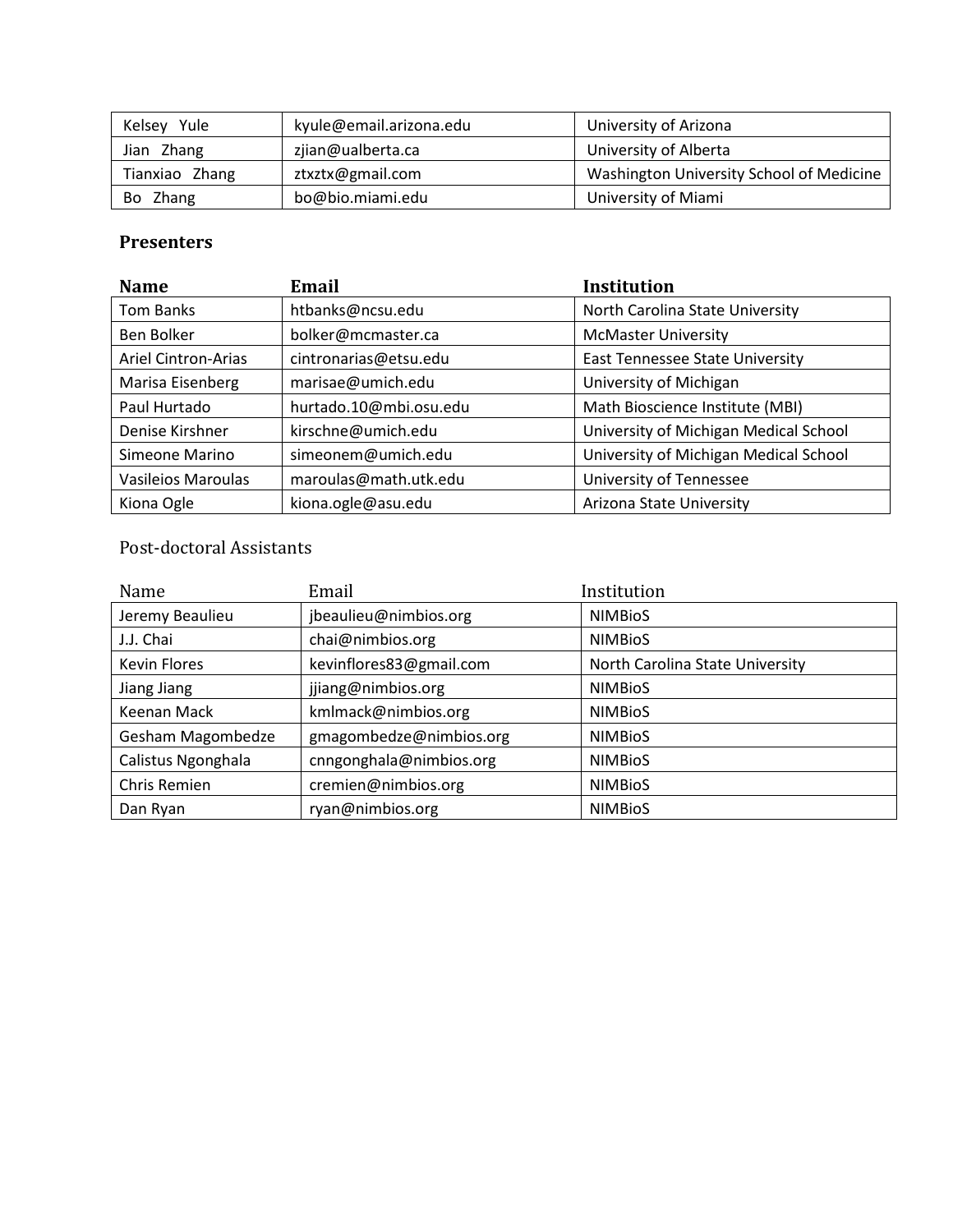| | | |
|---|---|---|
| Kelsey Yule | kyule@email.arizona.edu | University of Arizona |
| Jian Zhang | zjian@ualberta.ca | University of Alberta |
| Tianxiao Zhang | ztxztx@gmail.com | Washington University School of Medicine |
| Bo Zhang | bo@bio.miami.edu | University of Miami |

### Presenters

| Name | Email | Institution |
|---|---|---|
| Tom Banks | htbanks@ncsu.edu | North Carolina State University |
| Ben Bolker | bolker@mcmaster.ca | McMaster University |
| Ariel Cintron-Arias | cintronarias@etsu.edu | East Tennessee State University |
| Marisa Eisenberg | marisae@umich.edu | University of Michigan |
| Paul Hurtado | hurtado.10@mbi.osu.edu | Math Bioscience Institute (MBI) |
| Denise Kirshner | kirschne@umich.edu | University of Michigan Medical School |
| Simeone Marino | simeonem@umich.edu | University of Michigan Medical School |
| Vasileios Maroulas | maroulas@math.utk.edu | University of Tennessee |
| Kiona Ogle | kiona.ogle@asu.edu | Arizona State University |

### Post-doctoral Assistants

| Name | Email | Institution |
|---|---|---|
| Jeremy Beaulieu | jbeaulieu@nimbios.org | NIMBioS |
| J.J. Chai | chai@nimbios.org | NIMBioS |
| Kevin Flores | kevinflores83@gmail.com | North Carolina State University |
| Jiang Jiang | jjiang@nimbios.org | NIMBioS |
| Keenan Mack | kmlmack@nimbios.org | NIMBioS |
| Gesham Magombedze | gmagombedze@nimbios.org | NIMBioS |
| Calistus Ngonghala | cnngonghala@nimbios.org | NIMBioS |
| Chris Remien | cremien@nimbios.org | NIMBioS |
| Dan Ryan | ryan@nimbios.org | NIMBioS |